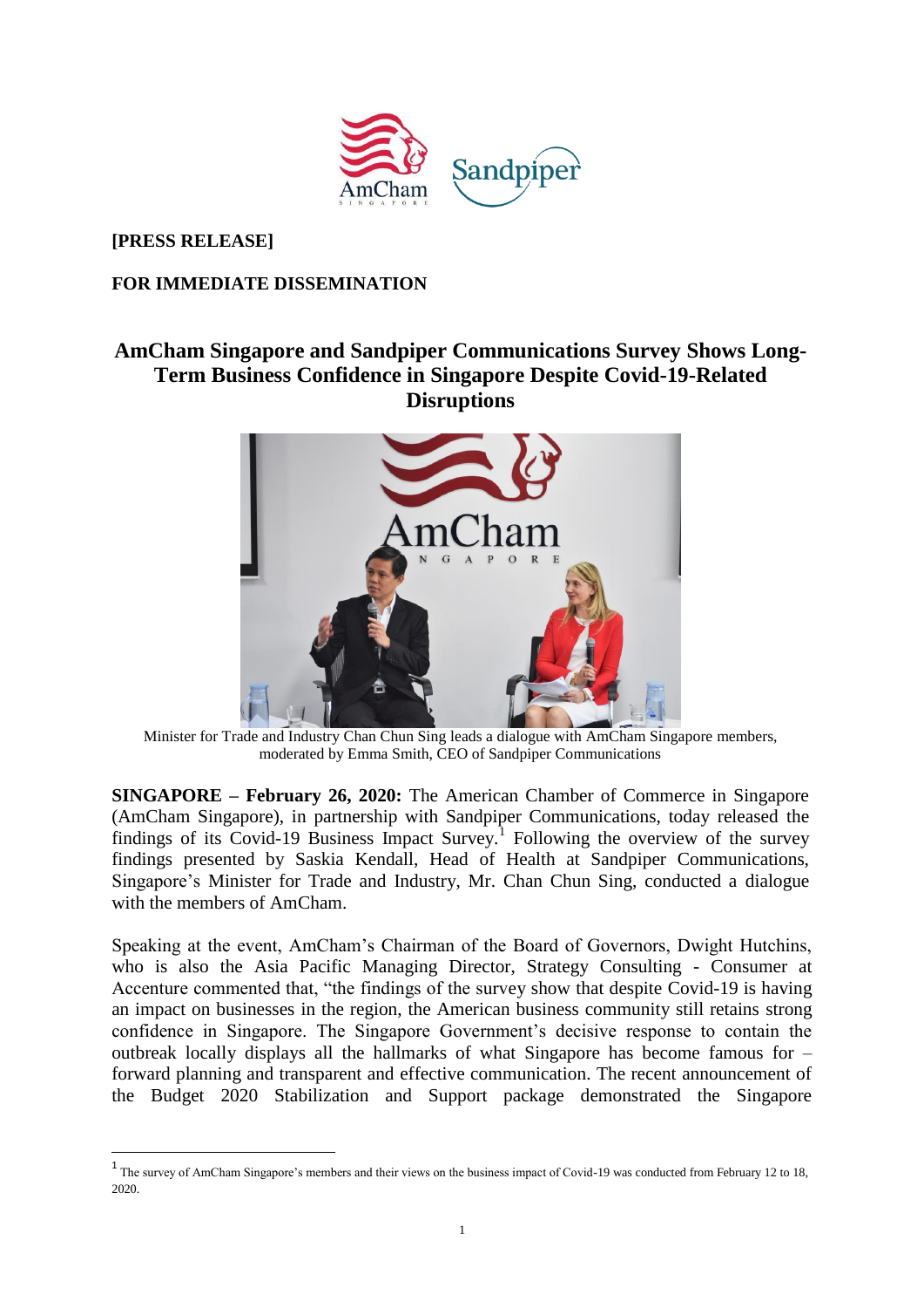**[PRESS RELEASE]**

**FOR IMMEDIATE DISSEMINATION**

# AmCham Singapore and Sandpiper Communications Survey Shows Long-Term Business Confidence in Singapore Despite Covid-19-Related Disruptions

Minister for Trade and Industry Chan Chun Sing leads a dialogue with AmCham Singapore members, moderated by Emma Smith, CEO of Sandpiper Communications

**SINGAPORE – February 26, 2020:** The American Chamber of Commerce in Singapore (AmCham Singapore), in partnership with Sandpiper Communications, today released the findings of its Covid-19 Business Impact Survey.[1] Following the overview of the survey findings presented by Saskia Kendall, Head of Health at Sandpiper Communications, Singapore's Minister for Trade and Industry, Mr. Chan Chun Sing, conducted a dialogue with the members of AmCham.

Speaking at the event, AmCham's Chairman of the Board of Governors, Dwight Hutchins, who is also the Asia Pacific Managing Director, Strategy Consulting - Consumer at Accenture commented that, "the findings of the survey show that despite Covid-19 is having an impact on businesses in the region, the American business community still retains strong confidence in Singapore. The Singapore Government's decisive response to contain the outbreak locally displays all the hallmarks of what Singapore has become famous for – forward planning and transparent and effective communication. The recent announcement of the Budget 2020 Stabilization and Support package demonstrated the Singapore

---

[1] The survey of AmCham Singapore's members and their views on the business impact of Covid-19 was conducted from February 12 to 18, 2020.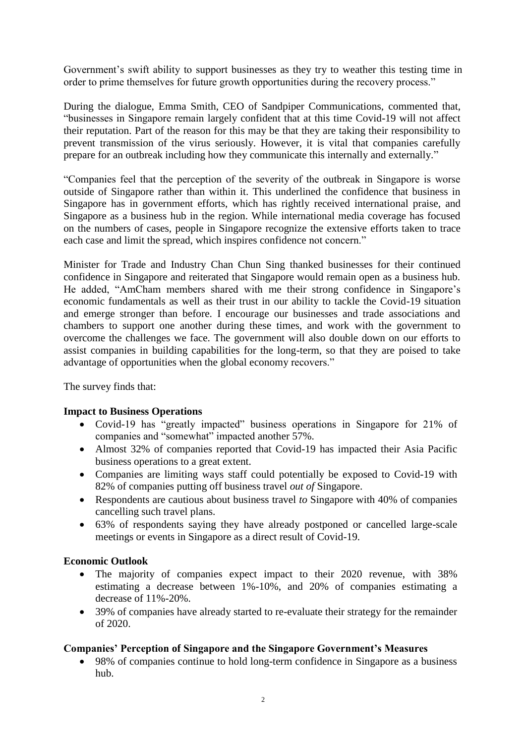Government's swift ability to support businesses as they try to weather this testing time in order to prime themselves for future growth opportunities during the recovery process."

During the dialogue, Emma Smith, CEO of Sandpiper Communications, commented that, "businesses in Singapore remain largely confident that at this time Covid-19 will not affect their reputation. Part of the reason for this may be that they are taking their responsibility to prevent transmission of the virus seriously. However, it is vital that companies carefully prepare for an outbreak including how they communicate this internally and externally."

"Companies feel that the perception of the severity of the outbreak in Singapore is worse outside of Singapore rather than within it. This underlined the confidence that business in Singapore has in government efforts, which has rightly received international praise, and Singapore as a business hub in the region. While international media coverage has focused on the numbers of cases, people in Singapore recognize the extensive efforts taken to trace each case and limit the spread, which inspires confidence not concern."

Minister for Trade and Industry Chan Chun Sing thanked businesses for their continued confidence in Singapore and reiterated that Singapore would remain open as a business hub. He added, "AmCham members shared with me their strong confidence in Singapore's economic fundamentals as well as their trust in our ability to tackle the Covid-19 situation and emerge stronger than before. I encourage our businesses and trade associations and chambers to support one another during these times, and work with the government to overcome the challenges we face. The government will also double down on our efforts to assist companies in building capabilities for the long-term, so that they are poised to take advantage of opportunities when the global economy recovers."

The survey finds that:

**Impact to Business Operations**

- Covid-19 has "greatly impacted" business operations in Singapore for 21% of companies and "somewhat" impacted another 57%.
- Almost 32% of companies reported that Covid-19 has impacted their Asia Pacific business operations to a great extent.
- Companies are limiting ways staff could potentially be exposed to Covid-19 with 82% of companies putting off business travel *out of* Singapore.
- Respondents are cautious about business travel *to* Singapore with 40% of companies cancelling such travel plans.
- 63% of respondents saying they have already postponed or cancelled large-scale meetings or events in Singapore as a direct result of Covid-19.

**Economic Outlook**

- The majority of companies expect impact to their 2020 revenue, with 38% estimating a decrease between 1%-10%, and 20% of companies estimating a decrease of 11%-20%.
- 39% of companies have already started to re-evaluate their strategy for the remainder of 2020.

**Companies' Perception of Singapore and the Singapore Government's Measures**

- 98% of companies continue to hold long-term confidence in Singapore as a business hub.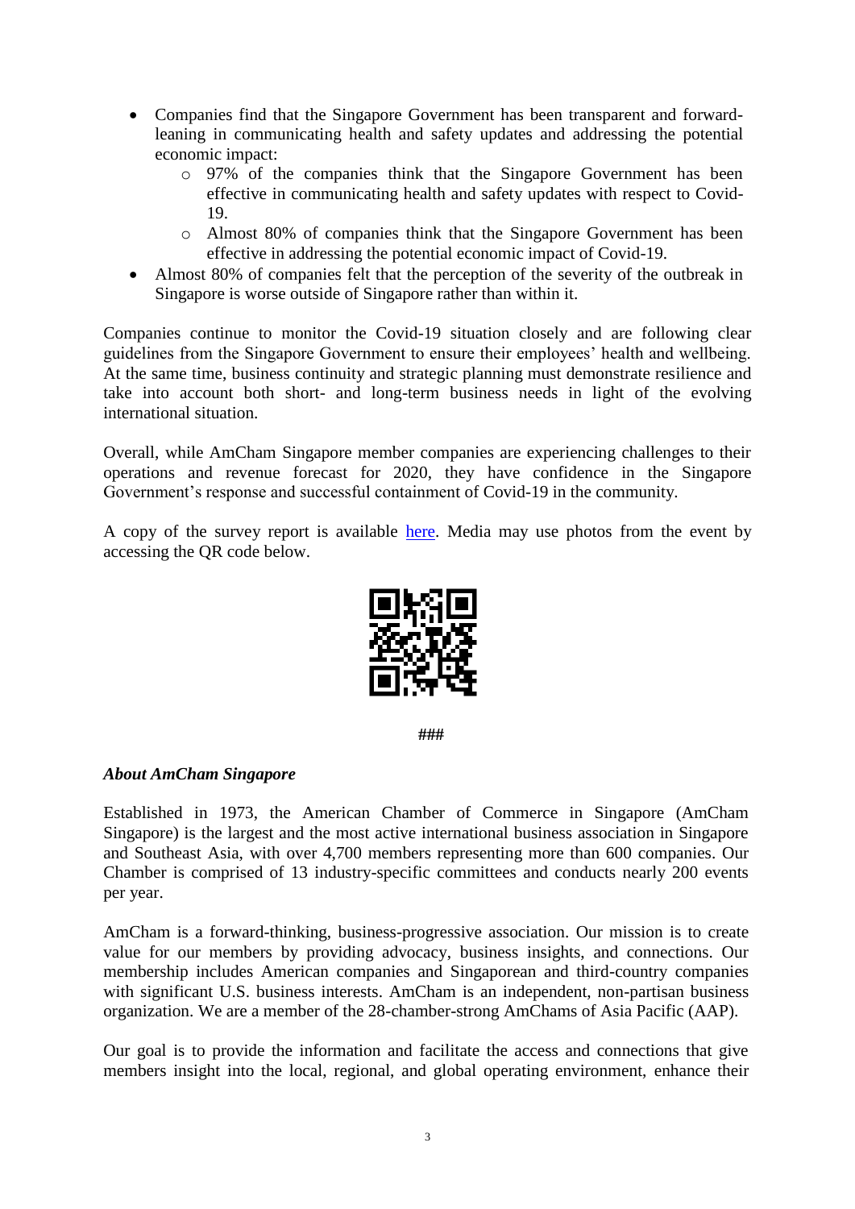- Companies find that the Singapore Government has been transparent and forward-leaning in communicating health and safety updates and addressing the potential economic impact:
  - 97% of the companies think that the Singapore Government has been effective in communicating health and safety updates with respect to Covid-19.
  - Almost 80% of companies think that the Singapore Government has been effective in addressing the potential economic impact of Covid-19.
- Almost 80% of companies felt that the perception of the severity of the outbreak in Singapore is worse outside of Singapore rather than within it.

Companies continue to monitor the Covid-19 situation closely and are following clear guidelines from the Singapore Government to ensure their employees' health and wellbeing. At the same time, business continuity and strategic planning must demonstrate resilience and take into account both short- and long-term business needs in light of the evolving international situation.

Overall, while AmCham Singapore member companies are experiencing challenges to their operations and revenue forecast for 2020, they have confidence in the Singapore Government's response and successful containment of Covid-19 in the community.

A copy of the survey report is available here. Media may use photos from the event by accessing the QR code below.

###

### *About AmCham Singapore*

Established in 1973, the American Chamber of Commerce in Singapore (AmCham Singapore) is the largest and the most active international business association in Singapore and Southeast Asia, with over 4,700 members representing more than 600 companies. Our Chamber is comprised of 13 industry-specific committees and conducts nearly 200 events per year.

AmCham is a forward-thinking, business-progressive association. Our mission is to create value for our members by providing advocacy, business insights, and connections. Our membership includes American companies and Singaporean and third-country companies with significant U.S. business interests. AmCham is an independent, non-partisan business organization. We are a member of the 28-chamber-strong AmChams of Asia Pacific (AAP).

Our goal is to provide the information and facilitate the access and connections that give members insight into the local, regional, and global operating environment, enhance their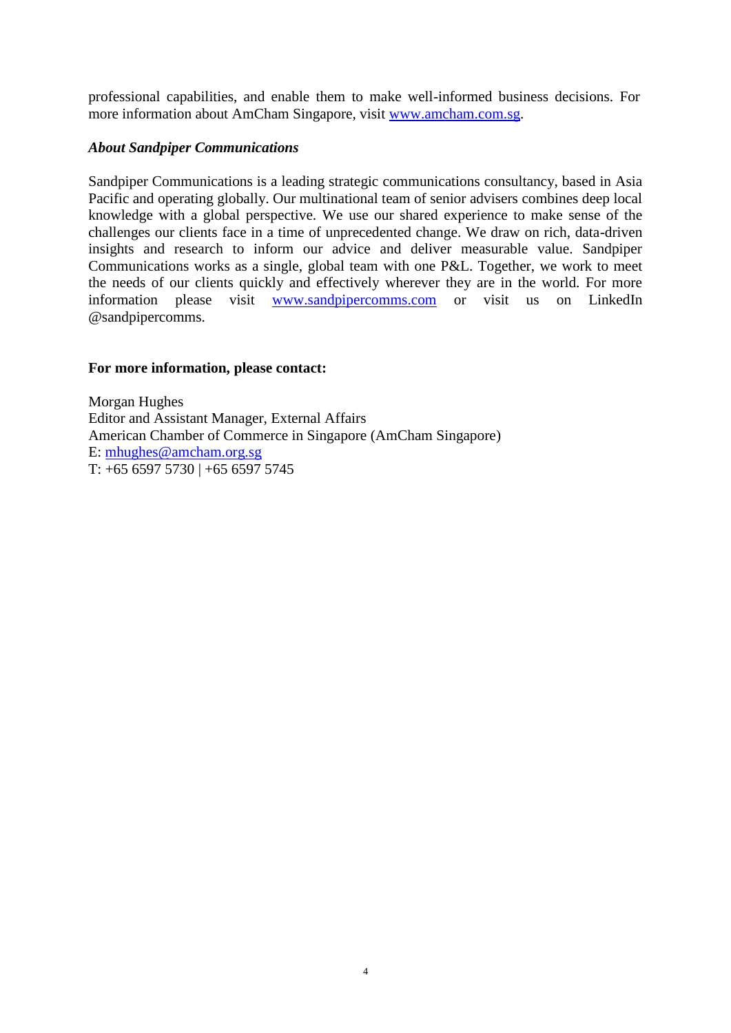professional capabilities, and enable them to make well-informed business decisions. For more information about AmCham Singapore, visit www.amcham.com.sg.

***About Sandpiper Communications***

Sandpiper Communications is a leading strategic communications consultancy, based in Asia Pacific and operating globally. Our multinational team of senior advisers combines deep local knowledge with a global perspective. We use our shared experience to make sense of the challenges our clients face in a time of unprecedented change. We draw on rich, data-driven insights and research to inform our advice and deliver measurable value. Sandpiper Communications works as a single, global team with one P&L. Together, we work to meet the needs of our clients quickly and effectively wherever they are in the world. For more information please visit www.sandpipercomms.com or visit us on LinkedIn @sandpipercomms.

**For more information, please contact:**

Morgan Hughes
Editor and Assistant Manager, External Affairs
American Chamber of Commerce in Singapore (AmCham Singapore)
E: mhughes@amcham.org.sg
T: +65 6597 5730 | +65 6597 5745